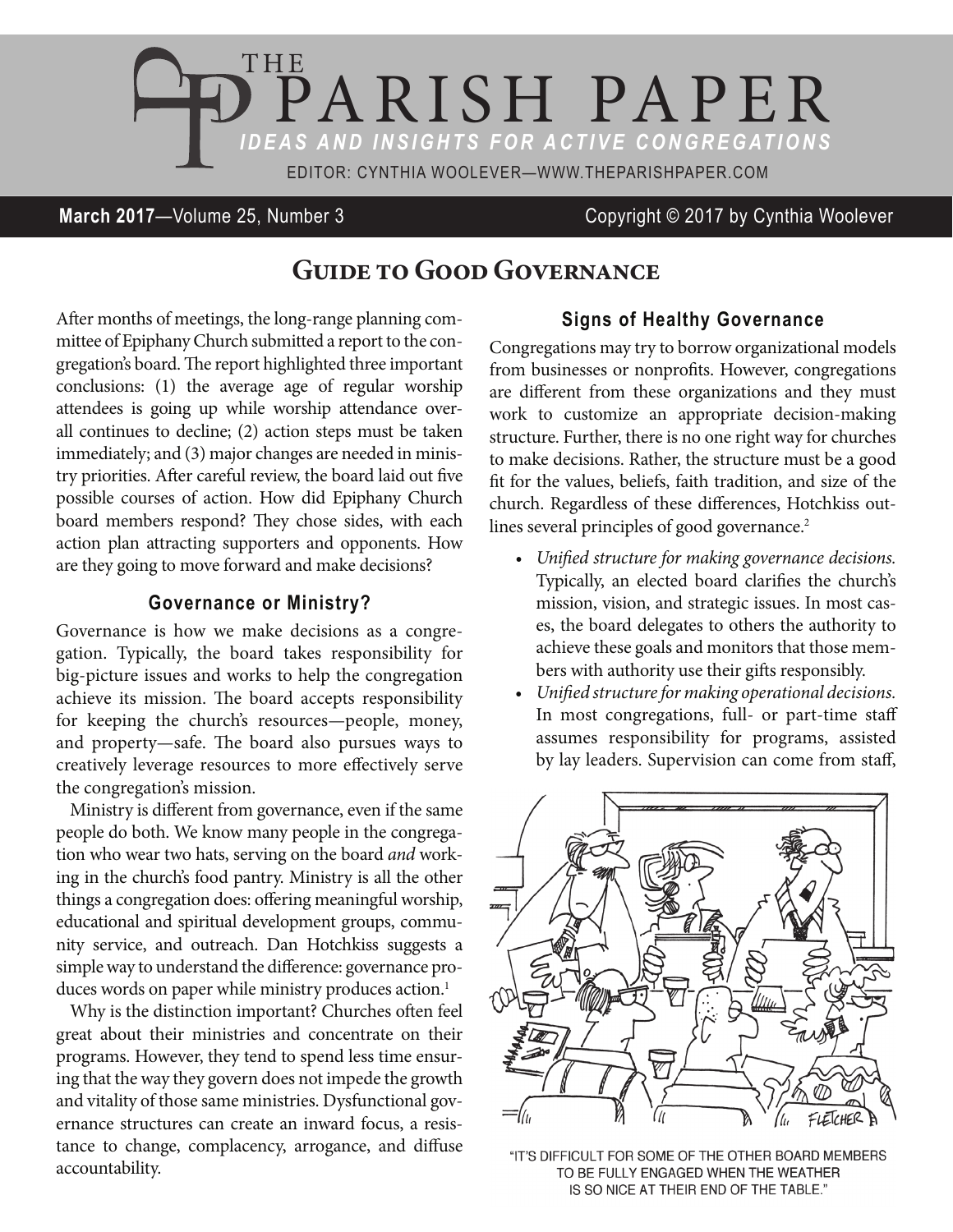# The Parish Paper

*Ideas and Insights for Active Congregations*

Editor: Cynthia Woolever—www.theparishpaper.com

**March 2017**—Volume 25, Number 3 Copyright © 2017 by Cynthia Woolever

## Guide to Good Governance

After months of meetings, the long-range planning committee of Epiphany Church submitted a report to the congregation's board. The report highlighted three important conclusions: (1) the average age of regular worship attendees is going up while worship attendance overall continues to decline; (2) action steps must be taken immediately; and (3) major changes are needed in ministry priorities. After careful review, the board laid out five possible courses of action. How did Epiphany Church board members respond? They chose sides, with each action plan attracting supporters and opponents. How are they going to move forward and make decisions?

### Governance or Ministry?

Governance is how we make decisions as a congregation. Typically, the board takes responsibility for big-picture issues and works to help the congregation achieve its mission. The board accepts responsibility for keeping the church's resources—people, money, and property—safe. The board also pursues ways to creatively leverage resources to more effectively serve the congregation's mission.

Ministry is different from governance, even if the same people do both. We know many people in the congregation who wear two hats, serving on the board *and* working in the church's food pantry. Ministry is all the other things a congregation does: offering meaningful worship, educational and spiritual development groups, community service, and outreach. Dan Hotchkiss suggests a simple way to understand the difference: governance produces words on paper while ministry produces action.[1]

Why is the distinction important? Churches often feel great about their ministries and concentrate on their programs. However, they tend to spend less time ensuring that the way they govern does not impede the growth and vitality of those same ministries. Dysfunctional governance structures can create an inward focus, a resistance to change, complacency, arrogance, and diffuse accountability.

### Signs of Healthy Governance

Congregations may try to borrow organizational models from businesses or nonprofits. However, congregations are different from these organizations and they must work to customize an appropriate decision-making structure. Further, there is no one right way for churches to make decisions. Rather, the structure must be a good fit for the values, beliefs, faith tradition, and size of the church. Regardless of these differences, Hotchkiss outlines several principles of good governance.[2]

- *Unified structure for making governance decisions.* Typically, an elected board clarifies the church's mission, vision, and strategic issues. In most cases, the board delegates to others the authority to achieve these goals and monitors that those members with authority use their gifts responsibly.
- *Unified structure for making operational decisions.* In most congregations, full- or part-time staff assumes responsibility for programs, assisted by lay leaders. Supervision can come from staff,

"It's difficult for some of the other board members to be fully engaged when the weather is so nice at their end of the table."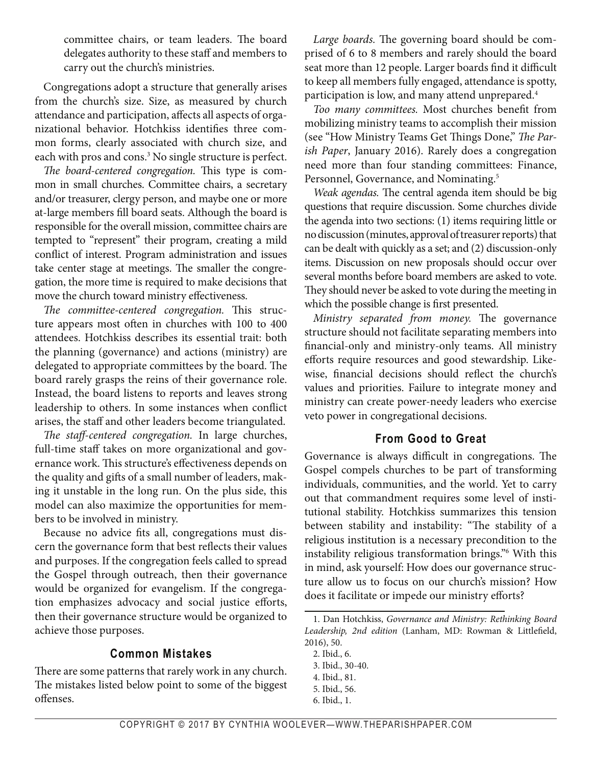committee chairs, or team leaders. The board delegates authority to these staff and members to carry out the church's ministries.

Congregations adopt a structure that generally arises from the church's size. Size, as measured by church attendance and participation, affects all aspects of organizational behavior. Hotchkiss identifies three common forms, clearly associated with church size, and each with pros and cons.[3] No single structure is perfect.

*The board-centered congregation.* This type is common in small churches. Committee chairs, a secretary and/or treasurer, clergy person, and maybe one or more at-large members fill board seats. Although the board is responsible for the overall mission, committee chairs are tempted to "represent" their program, creating a mild conflict of interest. Program administration and issues take center stage at meetings. The smaller the congregation, the more time is required to make decisions that move the church toward ministry effectiveness.

*The committee-centered congregation.* This structure appears most often in churches with 100 to 400 attendees. Hotchkiss describes its essential trait: both the planning (governance) and actions (ministry) are delegated to appropriate committees by the board. The board rarely grasps the reins of their governance role. Instead, the board listens to reports and leaves strong leadership to others. In some instances when conflict arises, the staff and other leaders become triangulated.

*The staff-centered congregation.* In large churches, full-time staff takes on more organizational and governance work. This structure's effectiveness depends on the quality and gifts of a small number of leaders, making it unstable in the long run. On the plus side, this model can also maximize the opportunities for members to be involved in ministry.

Because no advice fits all, congregations must discern the governance form that best reflects their values and purposes. If the congregation feels called to spread the Gospel through outreach, then their governance would be organized for evangelism. If the congregation emphasizes advocacy and social justice efforts, then their governance structure would be organized to achieve those purposes.

## Common Mistakes

There are some patterns that rarely work in any church. The mistakes listed below point to some of the biggest offenses.

*Large boards.* The governing board should be comprised of 6 to 8 members and rarely should the board seat more than 12 people. Larger boards find it difficult to keep all members fully engaged, attendance is spotty, participation is low, and many attend unprepared.[4]

*Too many committees.* Most churches benefit from mobilizing ministry teams to accomplish their mission (see "How Ministry Teams Get Things Done," *The Parish Paper*, January 2016). Rarely does a congregation need more than four standing committees: Finance, Personnel, Governance, and Nominating.[5]

*Weak agendas.* The central agenda item should be big questions that require discussion. Some churches divide the agenda into two sections: (1) items requiring little or no discussion (minutes, approval of treasurer reports) that can be dealt with quickly as a set; and (2) discussion-only items. Discussion on new proposals should occur over several months before board members are asked to vote. They should never be asked to vote during the meeting in which the possible change is first presented.

*Ministry separated from money.* The governance structure should not facilitate separating members into financial-only and ministry-only teams. All ministry efforts require resources and good stewardship. Likewise, financial decisions should reflect the church's values and priorities. Failure to integrate money and ministry can create power-needy leaders who exercise veto power in congregational decisions.

## From Good to Great

Governance is always difficult in congregations. The Gospel compels churches to be part of transforming individuals, communities, and the world. Yet to carry out that commandment requires some level of institutional stability. Hotchkiss summarizes this tension between stability and instability: "The stability of a religious institution is a necessary precondition to the instability religious transformation brings."[6] With this in mind, ask yourself: How does our governance structure allow us to focus on our church's mission? How does it facilitate or impede our ministry efforts?

---

1. Dan Hotchkiss, *Governance and Ministry: Rethinking Board Leadership, 2nd edition* (Lanham, MD: Rowman & Littlefield, 2016), 50.
2. Ibid., 6.
3. Ibid., 30-40.
4. Ibid., 81.
5. Ibid., 56.
6. Ibid., 1.

COPYRIGHT © 2017 BY CYNTHIA WOOLEVER—WWW.THEPARISHPAPER.COM